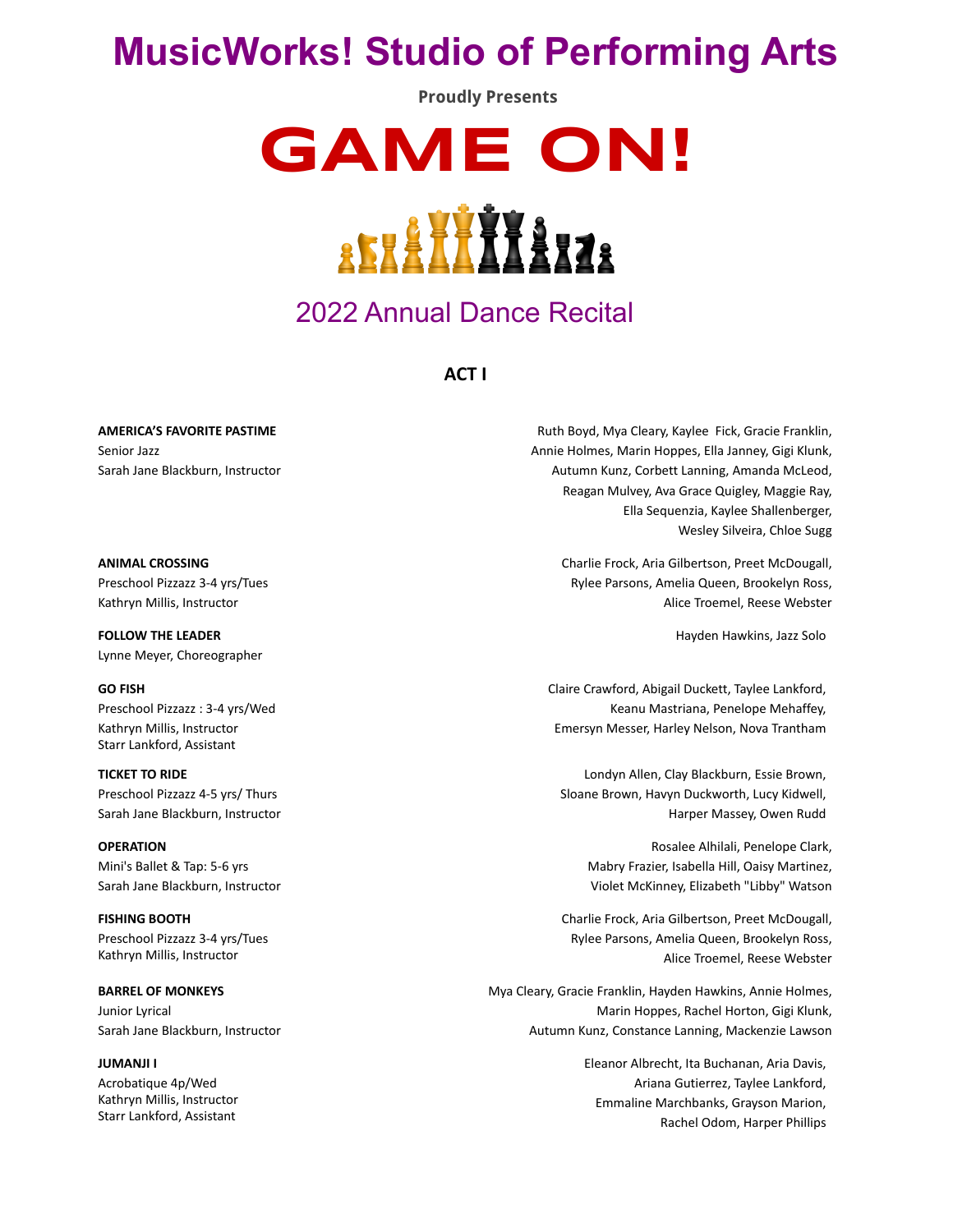# MusicWorks! Studio of Performing Arts

**Proudly Presents**

# GAME ON!

## 2022 Annual Dance Recital

### ACT I

**AMERICA'S FAVORITE PASTIME**
Senior Jazz
Sarah Jane Blackburn, Instructor

Ruth Boyd, Mya Cleary, Kaylee Fick, Gracie Franklin, Annie Holmes, Marin Hoppes, Ella Janney, Gigi Klunk, Autumn Kunz, Corbett Lanning, Amanda McLeod, Reagan Mulvey, Ava Grace Quigley, Maggie Ray, Ella Sequenzia, Kaylee Shallenberger, Wesley Silveira, Chloe Sugg

**ANIMAL CROSSING**
Preschool Pizzazz 3-4 yrs/Tues
Kathryn Millis, Instructor

Charlie Frock, Aria Gilbertson, Preet McDougall, Rylee Parsons, Amelia Queen, Brookelyn Ross, Alice Troemel, Reese Webster

**FOLLOW THE LEADER**
Lynne Meyer, Choreographer

Hayden Hawkins, Jazz Solo

**GO FISH**
Preschool Pizzazz : 3-4 yrs/Wed
Kathryn Millis, Instructor
Starr Lankford, Assistant

Claire Crawford, Abigail Duckett, Taylee Lankford, Keanu Mastriana, Penelope Mehaffey, Emersyn Messer, Harley Nelson, Nova Trantham

**TICKET TO RIDE**
Preschool Pizzazz 4-5 yrs/ Thurs
Sarah Jane Blackburn, Instructor

Londyn Allen, Clay Blackburn, Essie Brown, Sloane Brown, Havyn Duckworth, Lucy Kidwell, Harper Massey, Owen Rudd

**OPERATION**
Mini's Ballet & Tap: 5-6 yrs
Sarah Jane Blackburn, Instructor

Rosalee Alhilali, Penelope Clark, Mabry Frazier, Isabella Hill, Oaisy Martinez, Violet McKinney, Elizabeth "Libby" Watson

**FISHING BOOTH**
Preschool Pizzazz 3-4 yrs/Tues
Kathryn Millis, Instructor

Charlie Frock, Aria Gilbertson, Preet McDougall, Rylee Parsons, Amelia Queen, Brookelyn Ross, Alice Troemel, Reese Webster

**BARREL OF MONKEYS**
Junior Lyrical
Sarah Jane Blackburn, Instructor

Mya Cleary, Gracie Franklin, Hayden Hawkins, Annie Holmes, Marin Hoppes, Rachel Horton, Gigi Klunk, Autumn Kunz, Constance Lanning, Mackenzie Lawson

**JUMANJI I**
Acrobatique 4p/Wed
Kathryn Millis, Instructor
Starr Lankford, Assistant

Eleanor Albrecht, Ita Buchanan, Aria Davis, Ariana Gutierrez, Taylee Lankford, Emmaline Marchbanks, Grayson Marion, Rachel Odom, Harper Phillips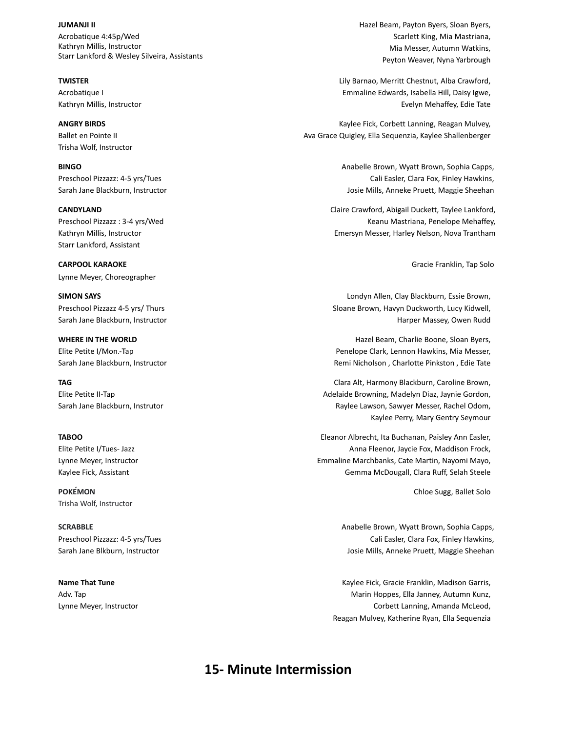**JUMANJI II**
Acrobatique 4:45p/Wed
Kathryn Millis, Instructor
Starr Lankford & Wesley Silveira, Assistants

Hazel Beam, Payton Byers, Sloan Byers, Scarlett King, Mia Mastriana, Mia Messer, Autumn Watkins, Peyton Weaver, Nyna Yarbrough

**TWISTER**
Acrobatique I
Kathryn Millis, Instructor

Lily Barnao, Merritt Chestnut, Alba Crawford, Emmaline Edwards, Isabella Hill, Daisy Igwe, Evelyn Mehaffey, Edie Tate

**ANGRY BIRDS**
Ballet en Pointe II
Trisha Wolf, Instructor

Kaylee Fick, Corbett Lanning, Reagan Mulvey, Ava Grace Quigley, Ella Sequenzia, Kaylee Shallenberger

**BINGO**
Preschool Pizzazz: 4-5 yrs/Tues
Sarah Jane Blackburn, Instructor

Anabelle Brown, Wyatt Brown, Sophia Capps, Cali Easler, Clara Fox, Finley Hawkins, Josie Mills, Anneke Pruett, Maggie Sheehan

**CANDYLAND**
Preschool Pizzazz : 3-4 yrs/Wed
Kathryn Millis, Instructor
Starr Lankford, Assistant

Claire Crawford, Abigail Duckett, Taylee Lankford, Keanu Mastriana, Penelope Mehaffey, Emersyn Messer, Harley Nelson, Nova Trantham

**CARPOOL KARAOKE**
Lynne Meyer, Choreographer

Gracie Franklin, Tap Solo

**SIMON SAYS**
Preschool Pizzazz 4-5 yrs/ Thurs
Sarah Jane Blackburn, Instructor

Londyn Allen, Clay Blackburn, Essie Brown, Sloane Brown, Havyn Duckworth, Lucy Kidwell, Harper Massey, Owen Rudd

**WHERE IN THE WORLD**
Elite Petite I/Mon.-Tap
Sarah Jane Blackburn, Instructor

Hazel Beam, Charlie Boone, Sloan Byers, Penelope Clark, Lennon Hawkins, Mia Messer, Remi Nicholson , Charlotte Pinkston , Edie Tate

**TAG**
Elite Petite II-Tap
Sarah Jane Blackburn, Instrutor

Clara Alt, Harmony Blackburn, Caroline Brown, Adelaide Browning, Madelyn Diaz, Jaynie Gordon, Raylee Lawson, Sawyer Messer, Rachel Odom, Kaylee Perry, Mary Gentry Seymour

**TABOO**
Elite Petite I/Tues- Jazz
Lynne Meyer, Instructor
Kaylee Fick, Assistant

Eleanor Albrecht, Ita Buchanan, Paisley Ann Easler, Anna Fleenor, Jaycie Fox, Maddison Frock, Emmaline Marchbanks, Cate Martin, Nayomi Mayo, Gemma McDougall, Clara Ruff, Selah Steele

**POKÉMON**
Trisha Wolf, Instructor

Chloe Sugg, Ballet Solo

**SCRABBLE**
Preschool Pizzazz: 4-5 yrs/Tues
Sarah Jane Blkburn, Instructor

Anabelle Brown, Wyatt Brown, Sophia Capps, Cali Easler, Clara Fox, Finley Hawkins, Josie Mills, Anneke Pruett, Maggie Sheehan

**Name That Tune**
Adv. Tap
Lynne Meyer, Instructor

Kaylee Fick, Gracie Franklin, Madison Garris, Marin Hoppes, Ella Janney, Autumn Kunz, Corbett Lanning, Amanda McLeod, Reagan Mulvey, Katherine Ryan, Ella Sequenzia

## 15- Minute Intermission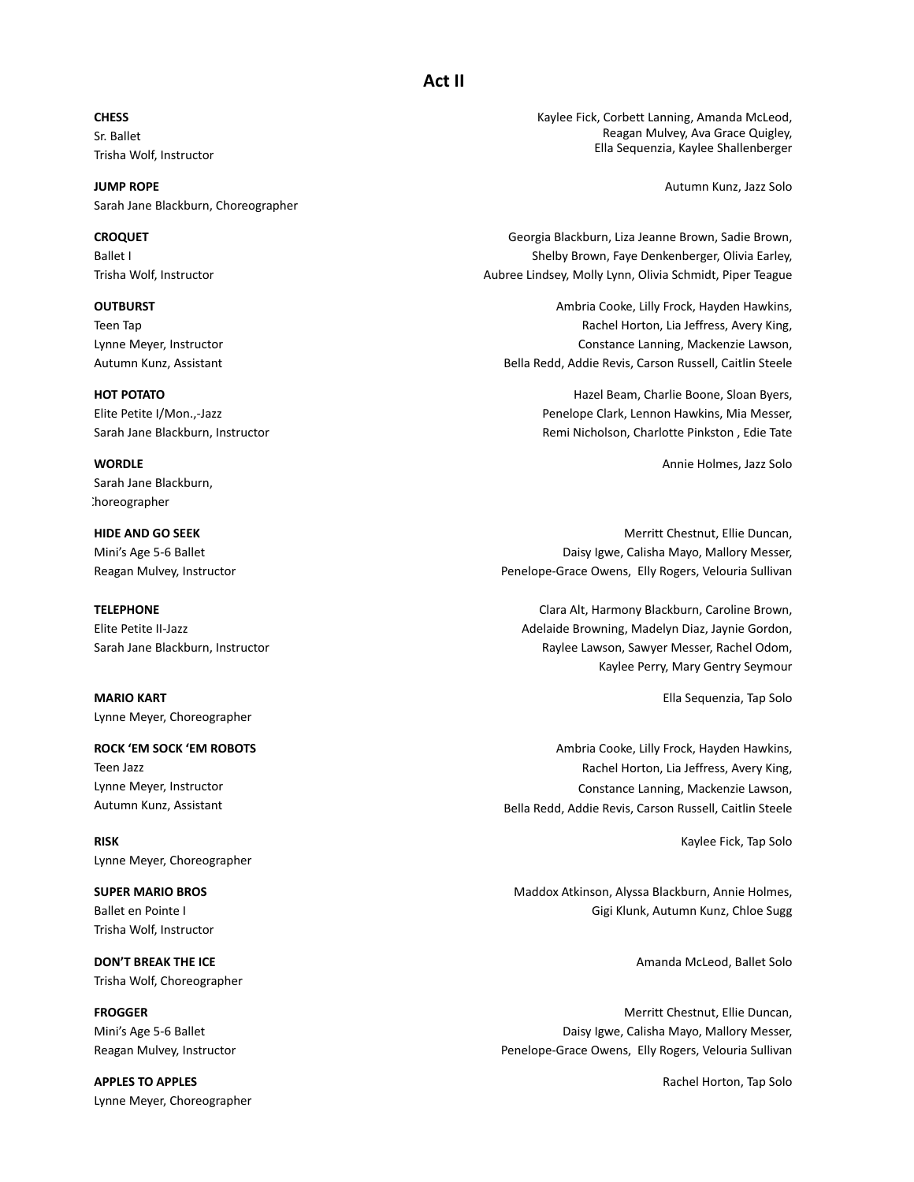# Act II

**CHESS**
Sr. Ballet
Trisha Wolf, Instructor

Kaylee Fick, Corbett Lanning, Amanda McLeod, Reagan Mulvey, Ava Grace Quigley, Ella Sequenzia, Kaylee Shallenberger

**JUMP ROPE**
Sarah Jane Blackburn, Choreographer

Autumn Kunz, Jazz Solo

**CROQUET**
Ballet I
Trisha Wolf, Instructor

Georgia Blackburn, Liza Jeanne Brown, Sadie Brown, Shelby Brown, Faye Denkenberger, Olivia Earley, Aubree Lindsey, Molly Lynn, Olivia Schmidt, Piper Teague

**OUTBURST**
Teen Tap
Lynne Meyer, Instructor
Autumn Kunz, Assistant

Ambria Cooke, Lilly Frock, Hayden Hawkins, Rachel Horton, Lia Jeffress, Avery King, Constance Lanning, Mackenzie Lawson, Bella Redd, Addie Revis, Carson Russell, Caitlin Steele

**HOT POTATO**
Elite Petite I/Mon.,-Jazz
Sarah Jane Blackburn, Instructor

Hazel Beam, Charlie Boone, Sloan Byers, Penelope Clark, Lennon Hawkins, Mia Messer, Remi Nicholson, Charlotte Pinkston , Edie Tate

**WORDLE**
Sarah Jane Blackburn, Choreographer

Annie Holmes, Jazz Solo

**HIDE AND GO SEEK**
Mini's Age 5-6 Ballet
Reagan Mulvey, Instructor

Merritt Chestnut, Ellie Duncan, Daisy Igwe, Calisha Mayo, Mallory Messer, Penelope-Grace Owens, Elly Rogers, Velouria Sullivan

**TELEPHONE**
Elite Petite II-Jazz
Sarah Jane Blackburn, Instructor

Clara Alt, Harmony Blackburn, Caroline Brown, Adelaide Browning, Madelyn Diaz, Jaynie Gordon, Raylee Lawson, Sawyer Messer, Rachel Odom, Kaylee Perry, Mary Gentry Seymour

**MARIO KART**
Lynne Meyer, Choreographer

Ella Sequenzia, Tap Solo

**ROCK 'EM SOCK 'EM ROBOTS**
Teen Jazz
Lynne Meyer, Instructor
Autumn Kunz, Assistant

Ambria Cooke, Lilly Frock, Hayden Hawkins, Rachel Horton, Lia Jeffress, Avery King, Constance Lanning, Mackenzie Lawson, Bella Redd, Addie Revis, Carson Russell, Caitlin Steele

**RISK**
Lynne Meyer, Choreographer

Kaylee Fick, Tap Solo

**SUPER MARIO BROS**
Ballet en Pointe I
Trisha Wolf, Instructor

Maddox Atkinson, Alyssa Blackburn, Annie Holmes, Gigi Klunk, Autumn Kunz, Chloe Sugg

**DON'T BREAK THE ICE**
Trisha Wolf, Choreographer

Amanda McLeod, Ballet Solo

**FROGGER**
Mini's Age 5-6 Ballet
Reagan Mulvey, Instructor

Merritt Chestnut, Ellie Duncan, Daisy Igwe, Calisha Mayo, Mallory Messer, Penelope-Grace Owens, Elly Rogers, Velouria Sullivan

**APPLES TO APPLES**
Lynne Meyer, Choreographer

Rachel Horton, Tap Solo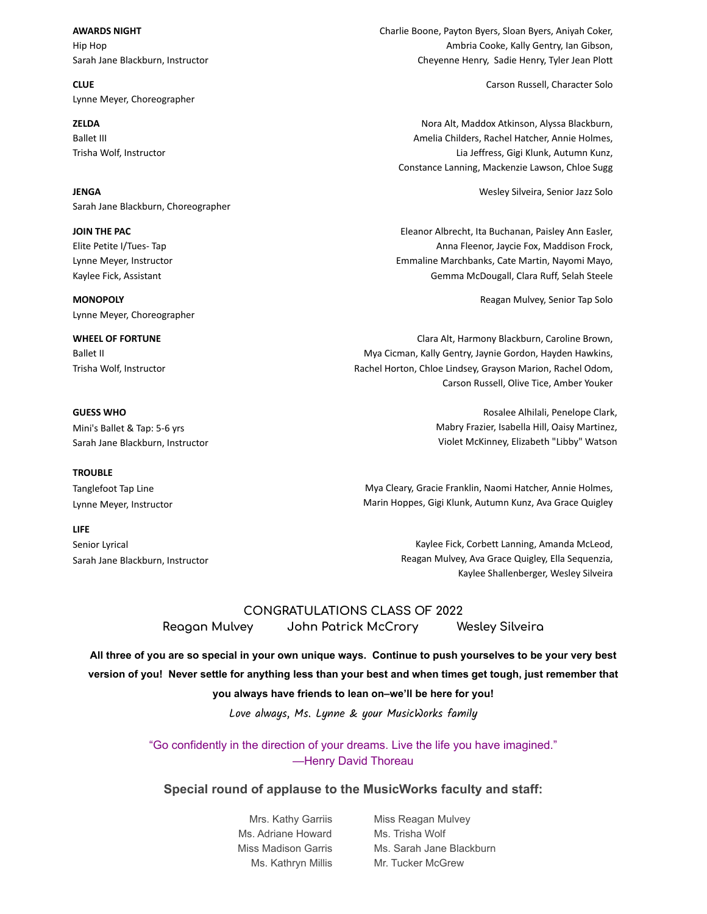**AWARDS NIGHT**
Hip Hop
Sarah Jane Blackburn, Instructor

Charlie Boone, Payton Byers, Sloan Byers, Aniyah Coker, Ambria Cooke, Kally Gentry, Ian Gibson, Cheyenne Henry, Sadie Henry, Tyler Jean Plott

**CLUE**
Lynne Meyer, Choreographer

Carson Russell, Character Solo

**ZELDA**
Ballet III
Trisha Wolf, Instructor

Nora Alt, Maddox Atkinson, Alyssa Blackburn, Amelia Childers, Rachel Hatcher, Annie Holmes, Lia Jeffress, Gigi Klunk, Autumn Kunz, Constance Lanning, Mackenzie Lawson, Chloe Sugg

**JENGA**
Sarah Jane Blackburn, Choreographer

Wesley Silveira, Senior Jazz Solo

**JOIN THE PAC**
Elite Petite I/Tues- Tap
Lynne Meyer, Instructor
Kaylee Fick, Assistant

Eleanor Albrecht, Ita Buchanan, Paisley Ann Easler, Anna Fleenor, Jaycie Fox, Maddison Frock, Emmaline Marchbanks, Cate Martin, Nayomi Mayo, Gemma McDougall, Clara Ruff, Selah Steele

**MONOPOLY**
Lynne Meyer, Choreographer

Reagan Mulvey, Senior Tap Solo

**WHEEL OF FORTUNE**
Ballet II
Trisha Wolf, Instructor

Clara Alt, Harmony Blackburn, Caroline Brown, Mya Cicman, Kally Gentry, Jaynie Gordon, Hayden Hawkins, Rachel Horton, Chloe Lindsey, Grayson Marion, Rachel Odom, Carson Russell, Olive Tice, Amber Youker

**GUESS WHO**
Mini's Ballet & Tap: 5-6 yrs
Sarah Jane Blackburn, Instructor

Rosalee Alhilali, Penelope Clark, Mabry Frazier, Isabella Hill, Oaisy Martinez, Violet McKinney, Elizabeth "Libby" Watson

**TROUBLE**
Tanglefoot Tap Line
Lynne Meyer, Instructor

Mya Cleary, Gracie Franklin, Naomi Hatcher, Annie Holmes, Marin Hoppes, Gigi Klunk, Autumn Kunz, Ava Grace Quigley

**LIFE**
Senior Lyrical
Sarah Jane Blackburn, Instructor

Kaylee Fick, Corbett Lanning, Amanda McLeod, Reagan Mulvey, Ava Grace Quigley, Ella Sequenzia, Kaylee Shallenberger, Wesley Silveira

## CONGRATULATIONS CLASS OF 2022

Reagan Mulvey John Patrick McCrory Wesley Silveira

**All three of you are so special in your own unique ways. Continue to push yourselves to be your very best version of you! Never settle for anything less than your best and when times get tough, just remember that you always have friends to lean on–we'll be here for you!**

*Love always, Ms. Lynne & your MusicWorks family*

"Go confidently in the direction of your dreams. Live the life you have imagined."
—Henry David Thoreau

**Special round of applause to the MusicWorks faculty and staff:**

Mrs. Kathy Garriis
Ms. Adriane Howard
Miss Madison Garris
Ms. Kathryn Millis
Miss Reagan Mulvey
Ms. Trisha Wolf
Ms. Sarah Jane Blackburn
Mr. Tucker McGrew